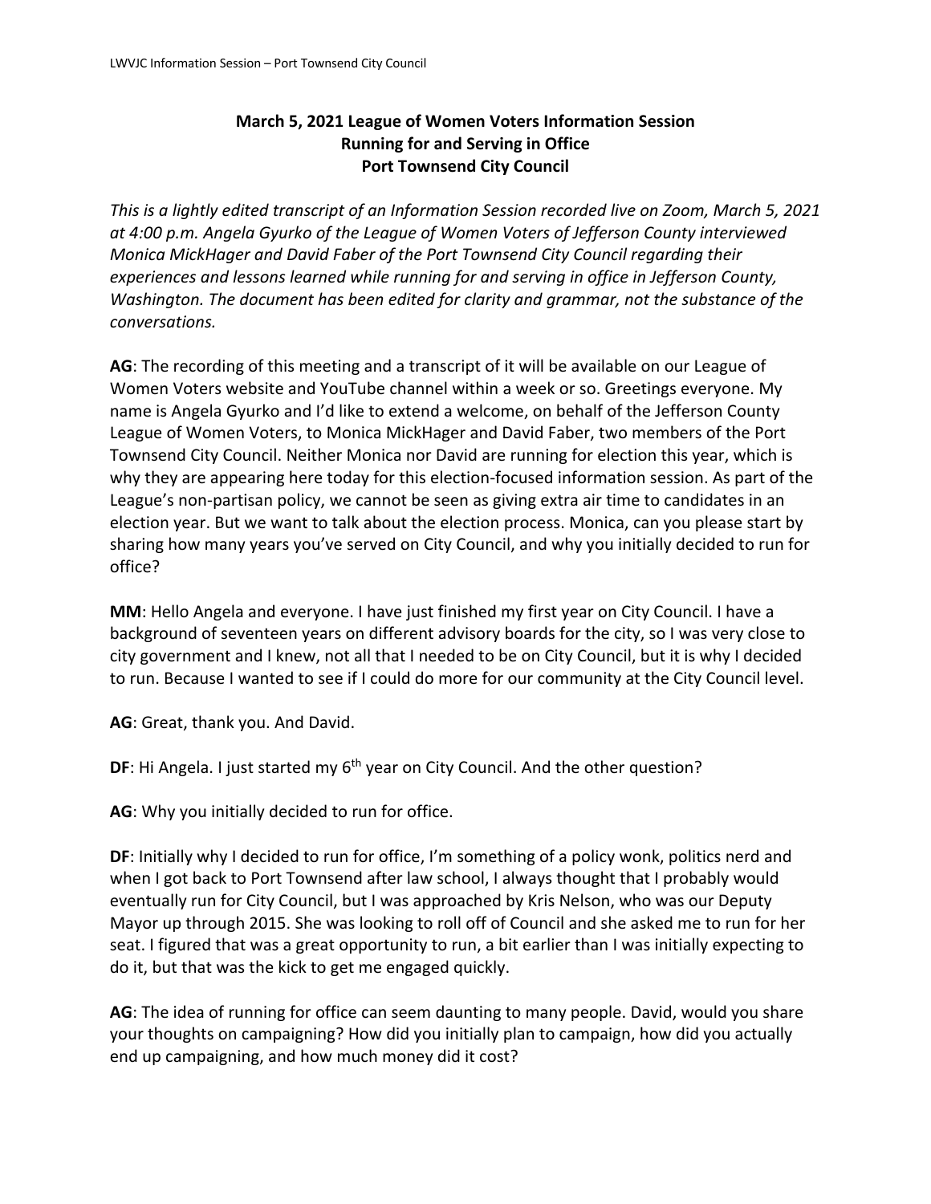**March 5, 2021 League of Women Voters Information Session**
**Running for and Serving in Office**
**Port Townsend City Council**

*This is a lightly edited transcript of an Information Session recorded live on Zoom, March 5, 2021 at 4:00 p.m. Angela Gyurko of the League of Women Voters of Jefferson County interviewed Monica MickHager and David Faber of the Port Townsend City Council regarding their experiences and lessons learned while running for and serving in office in Jefferson County, Washington. The document has been edited for clarity and grammar, not the substance of the conversations.*

**AG**: The recording of this meeting and a transcript of it will be available on our League of Women Voters website and YouTube channel within a week or so. Greetings everyone. My name is Angela Gyurko and I'd like to extend a welcome, on behalf of the Jefferson County League of Women Voters, to Monica MickHager and David Faber, two members of the Port Townsend City Council. Neither Monica nor David are running for election this year, which is why they are appearing here today for this election-focused information session. As part of the League's non-partisan policy, we cannot be seen as giving extra air time to candidates in an election year. But we want to talk about the election process. Monica, can you please start by sharing how many years you've served on City Council, and why you initially decided to run for office?

**MM**: Hello Angela and everyone. I have just finished my first year on City Council. I have a background of seventeen years on different advisory boards for the city, so I was very close to city government and I knew, not all that I needed to be on City Council, but it is why I decided to run. Because I wanted to see if I could do more for our community at the City Council level.

**AG**: Great, thank you. And David.

**DF**: Hi Angela. I just started my 6th year on City Council. And the other question?

**AG**: Why you initially decided to run for office.

**DF**: Initially why I decided to run for office, I'm something of a policy wonk, politics nerd and when I got back to Port Townsend after law school, I always thought that I probably would eventually run for City Council, but I was approached by Kris Nelson, who was our Deputy Mayor up through 2015. She was looking to roll off of Council and she asked me to run for her seat. I figured that was a great opportunity to run, a bit earlier than I was initially expecting to do it, but that was the kick to get me engaged quickly.

**AG**: The idea of running for office can seem daunting to many people. David, would you share your thoughts on campaigning? How did you initially plan to campaign, how did you actually end up campaigning, and how much money did it cost?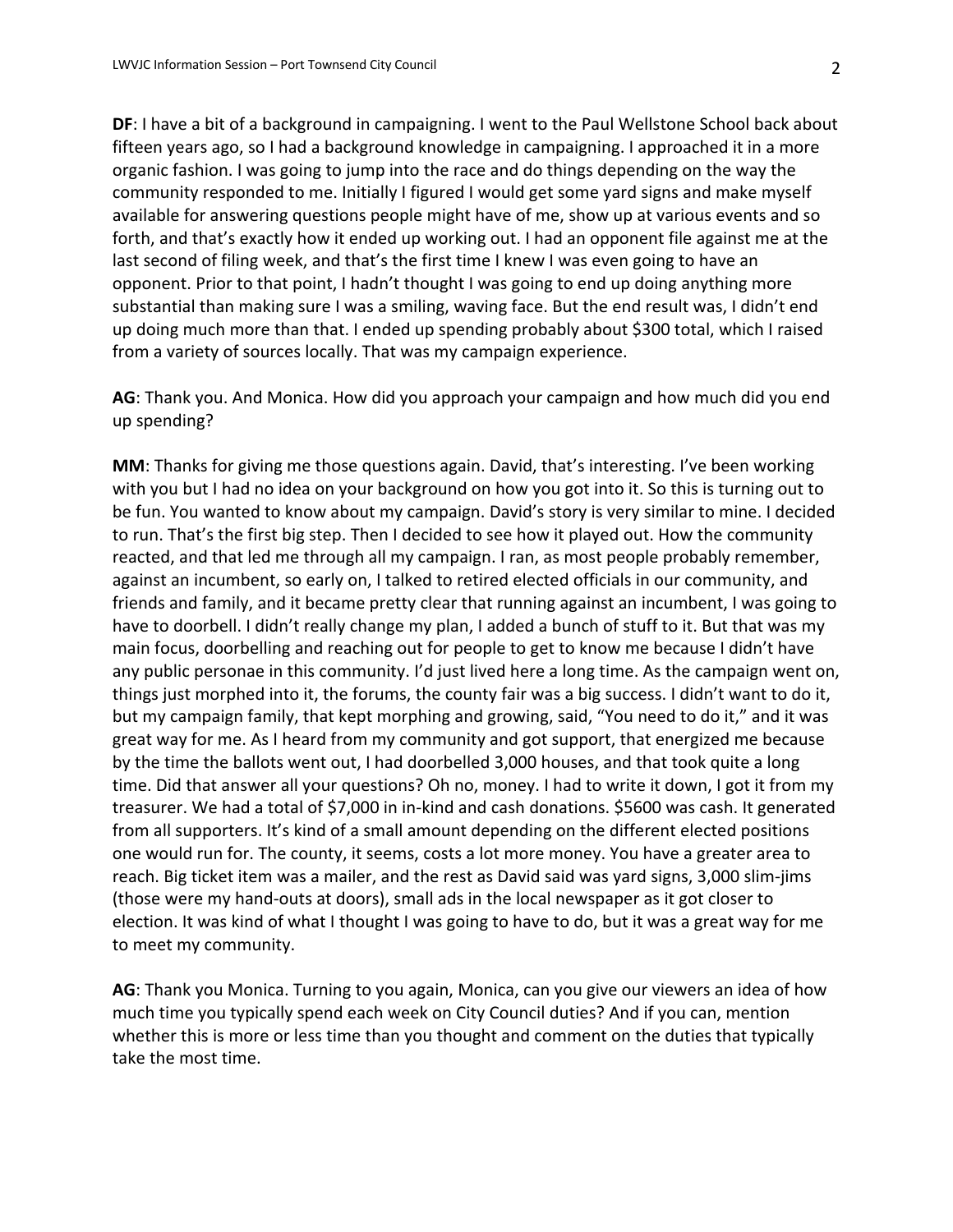**DF**: I have a bit of a background in campaigning. I went to the Paul Wellstone School back about fifteen years ago, so I had a background knowledge in campaigning. I approached it in a more organic fashion. I was going to jump into the race and do things depending on the way the community responded to me. Initially I figured I would get some yard signs and make myself available for answering questions people might have of me, show up at various events and so forth, and that's exactly how it ended up working out. I had an opponent file against me at the last second of filing week, and that's the first time I knew I was even going to have an opponent. Prior to that point, I hadn't thought I was going to end up doing anything more substantial than making sure I was a smiling, waving face. But the end result was, I didn't end up doing much more than that. I ended up spending probably about $300 total, which I raised from a variety of sources locally. That was my campaign experience.

**AG**: Thank you. And Monica. How did you approach your campaign and how much did you end up spending?

**MM**: Thanks for giving me those questions again. David, that's interesting. I've been working with you but I had no idea on your background on how you got into it. So this is turning out to be fun. You wanted to know about my campaign. David's story is very similar to mine. I decided to run. That's the first big step. Then I decided to see how it played out. How the community reacted, and that led me through all my campaign. I ran, as most people probably remember, against an incumbent, so early on, I talked to retired elected officials in our community, and friends and family, and it became pretty clear that running against an incumbent, I was going to have to doorbell. I didn't really change my plan, I added a bunch of stuff to it. But that was my main focus, doorbelling and reaching out for people to get to know me because I didn't have any public personae in this community. I'd just lived here a long time. As the campaign went on, things just morphed into it, the forums, the county fair was a big success. I didn't want to do it, but my campaign family, that kept morphing and growing, said, "You need to do it," and it was great way for me. As I heard from my community and got support, that energized me because by the time the ballots went out, I had doorbelled 3,000 houses, and that took quite a long time. Did that answer all your questions? Oh no, money. I had to write it down, I got it from my treasurer. We had a total of $7,000 in in-kind and cash donations. $5600 was cash. It generated from all supporters. It's kind of a small amount depending on the different elected positions one would run for. The county, it seems, costs a lot more money. You have a greater area to reach. Big ticket item was a mailer, and the rest as David said was yard signs, 3,000 slim-jims (those were my hand-outs at doors), small ads in the local newspaper as it got closer to election. It was kind of what I thought I was going to have to do, but it was a great way for me to meet my community.

**AG**: Thank you Monica. Turning to you again, Monica, can you give our viewers an idea of how much time you typically spend each week on City Council duties? And if you can, mention whether this is more or less time than you thought and comment on the duties that typically take the most time.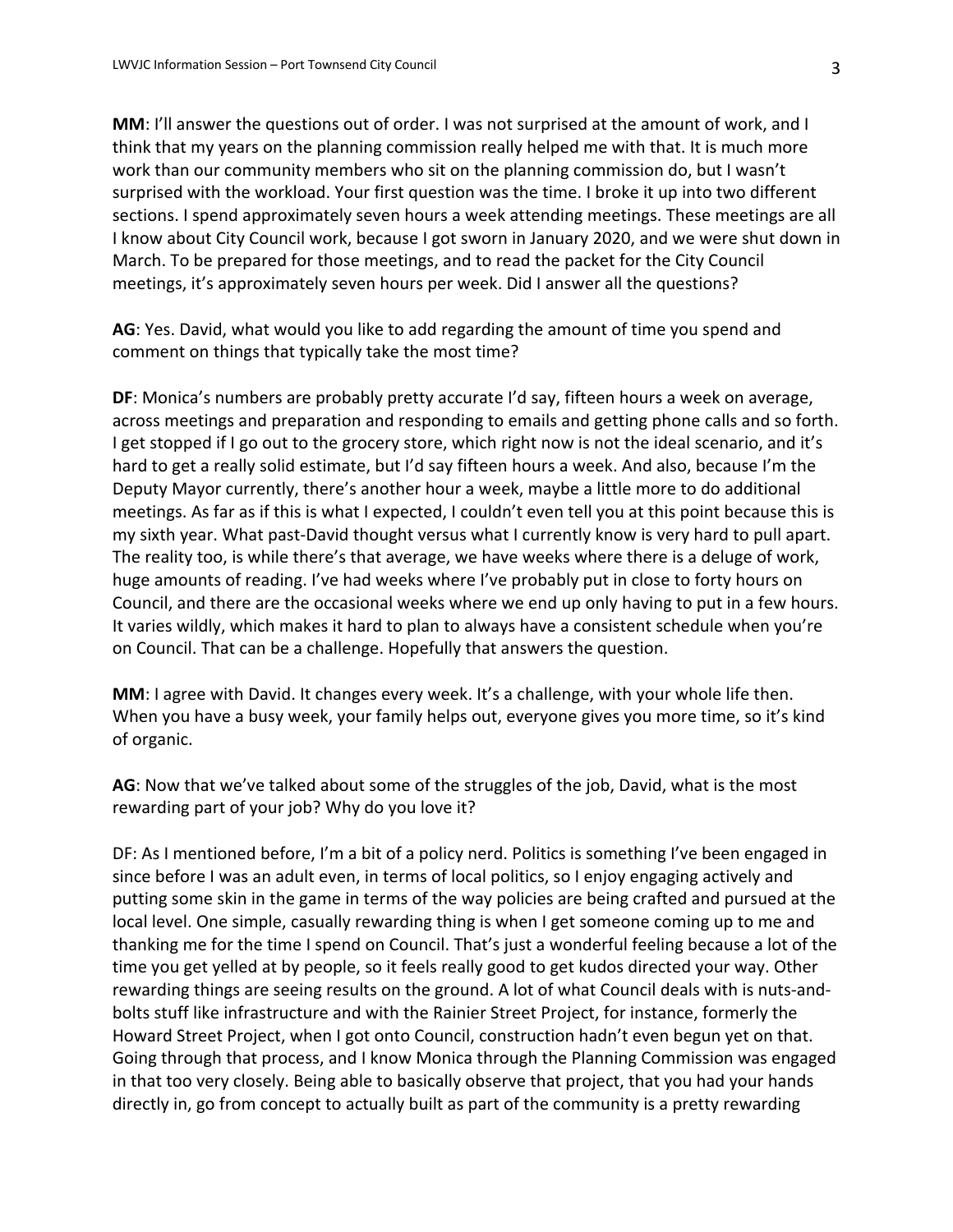**MM**: I'll answer the questions out of order. I was not surprised at the amount of work, and I think that my years on the planning commission really helped me with that. It is much more work than our community members who sit on the planning commission do, but I wasn't surprised with the workload. Your first question was the time. I broke it up into two different sections. I spend approximately seven hours a week attending meetings. These meetings are all I know about City Council work, because I got sworn in January 2020, and we were shut down in March. To be prepared for those meetings, and to read the packet for the City Council meetings, it's approximately seven hours per week. Did I answer all the questions?

**AG**: Yes. David, what would you like to add regarding the amount of time you spend and comment on things that typically take the most time?

**DF**: Monica's numbers are probably pretty accurate I'd say, fifteen hours a week on average, across meetings and preparation and responding to emails and getting phone calls and so forth. I get stopped if I go out to the grocery store, which right now is not the ideal scenario, and it's hard to get a really solid estimate, but I'd say fifteen hours a week. And also, because I'm the Deputy Mayor currently, there's another hour a week, maybe a little more to do additional meetings. As far as if this is what I expected, I couldn't even tell you at this point because this is my sixth year. What past-David thought versus what I currently know is very hard to pull apart. The reality too, is while there's that average, we have weeks where there is a deluge of work, huge amounts of reading. I've had weeks where I've probably put in close to forty hours on Council, and there are the occasional weeks where we end up only having to put in a few hours. It varies wildly, which makes it hard to plan to always have a consistent schedule when you're on Council. That can be a challenge. Hopefully that answers the question.

**MM**: I agree with David. It changes every week. It's a challenge, with your whole life then. When you have a busy week, your family helps out, everyone gives you more time, so it's kind of organic.

**AG**: Now that we've talked about some of the struggles of the job, David, what is the most rewarding part of your job? Why do you love it?

DF: As I mentioned before, I'm a bit of a policy nerd. Politics is something I've been engaged in since before I was an adult even, in terms of local politics, so I enjoy engaging actively and putting some skin in the game in terms of the way policies are being crafted and pursued at the local level. One simple, casually rewarding thing is when I get someone coming up to me and thanking me for the time I spend on Council. That's just a wonderful feeling because a lot of the time you get yelled at by people, so it feels really good to get kudos directed your way. Other rewarding things are seeing results on the ground. A lot of what Council deals with is nuts-and-bolts stuff like infrastructure and with the Rainier Street Project, for instance, formerly the Howard Street Project, when I got onto Council, construction hadn't even begun yet on that. Going through that process, and I know Monica through the Planning Commission was engaged in that too very closely. Being able to basically observe that project, that you had your hands directly in, go from concept to actually built as part of the community is a pretty rewarding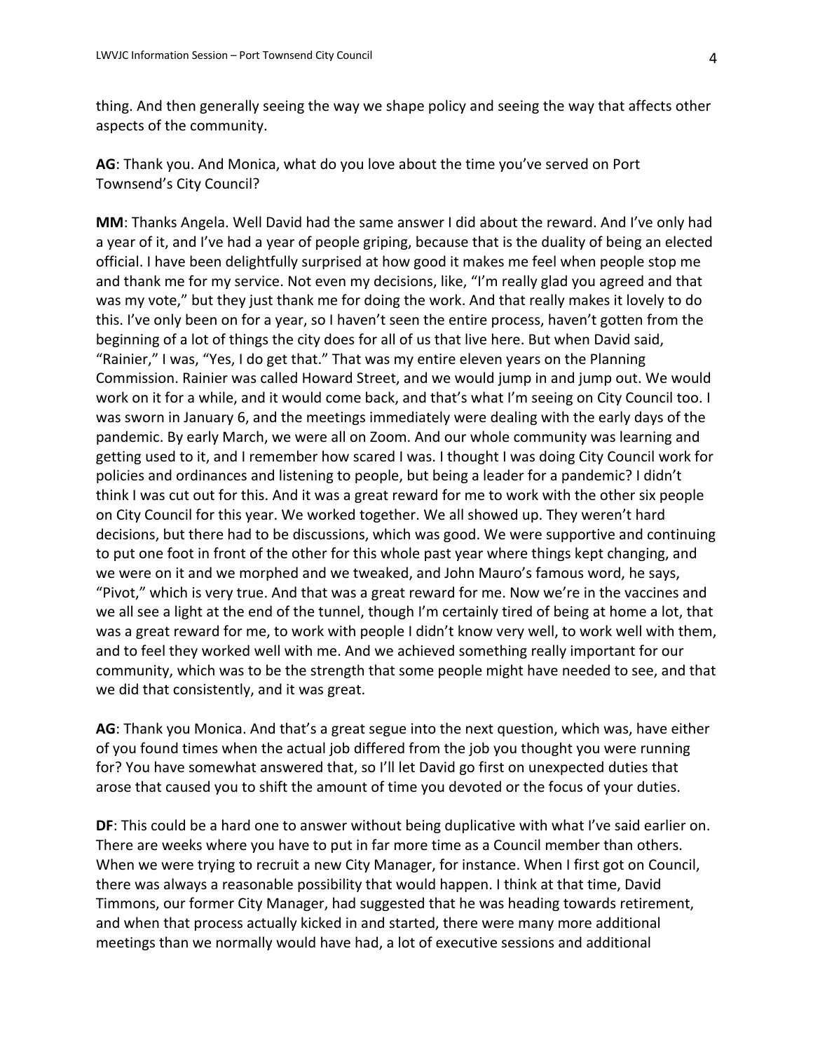thing. And then generally seeing the way we shape policy and seeing the way that affects other aspects of the community.

**AG**: Thank you. And Monica, what do you love about the time you've served on Port Townsend's City Council?

**MM**: Thanks Angela. Well David had the same answer I did about the reward. And I've only had a year of it, and I've had a year of people griping, because that is the duality of being an elected official. I have been delightfully surprised at how good it makes me feel when people stop me and thank me for my service. Not even my decisions, like, "I'm really glad you agreed and that was my vote," but they just thank me for doing the work. And that really makes it lovely to do this. I've only been on for a year, so I haven't seen the entire process, haven't gotten from the beginning of a lot of things the city does for all of us that live here. But when David said, "Rainier," I was, "Yes, I do get that." That was my entire eleven years on the Planning Commission. Rainier was called Howard Street, and we would jump in and jump out. We would work on it for a while, and it would come back, and that's what I'm seeing on City Council too. I was sworn in January 6, and the meetings immediately were dealing with the early days of the pandemic. By early March, we were all on Zoom. And our whole community was learning and getting used to it, and I remember how scared I was. I thought I was doing City Council work for policies and ordinances and listening to people, but being a leader for a pandemic? I didn't think I was cut out for this. And it was a great reward for me to work with the other six people on City Council for this year. We worked together. We all showed up. They weren't hard decisions, but there had to be discussions, which was good. We were supportive and continuing to put one foot in front of the other for this whole past year where things kept changing, and we were on it and we morphed and we tweaked, and John Mauro's famous word, he says, "Pivot," which is very true. And that was a great reward for me. Now we're in the vaccines and we all see a light at the end of the tunnel, though I'm certainly tired of being at home a lot, that was a great reward for me, to work with people I didn't know very well, to work well with them, and to feel they worked well with me. And we achieved something really important for our community, which was to be the strength that some people might have needed to see, and that we did that consistently, and it was great.

**AG**: Thank you Monica. And that's a great segue into the next question, which was, have either of you found times when the actual job differed from the job you thought you were running for? You have somewhat answered that, so I'll let David go first on unexpected duties that arose that caused you to shift the amount of time you devoted or the focus of your duties.

**DF**: This could be a hard one to answer without being duplicative with what I've said earlier on. There are weeks where you have to put in far more time as a Council member than others. When we were trying to recruit a new City Manager, for instance. When I first got on Council, there was always a reasonable possibility that would happen. I think at that time, David Timmons, our former City Manager, had suggested that he was heading towards retirement, and when that process actually kicked in and started, there were many more additional meetings than we normally would have had, a lot of executive sessions and additional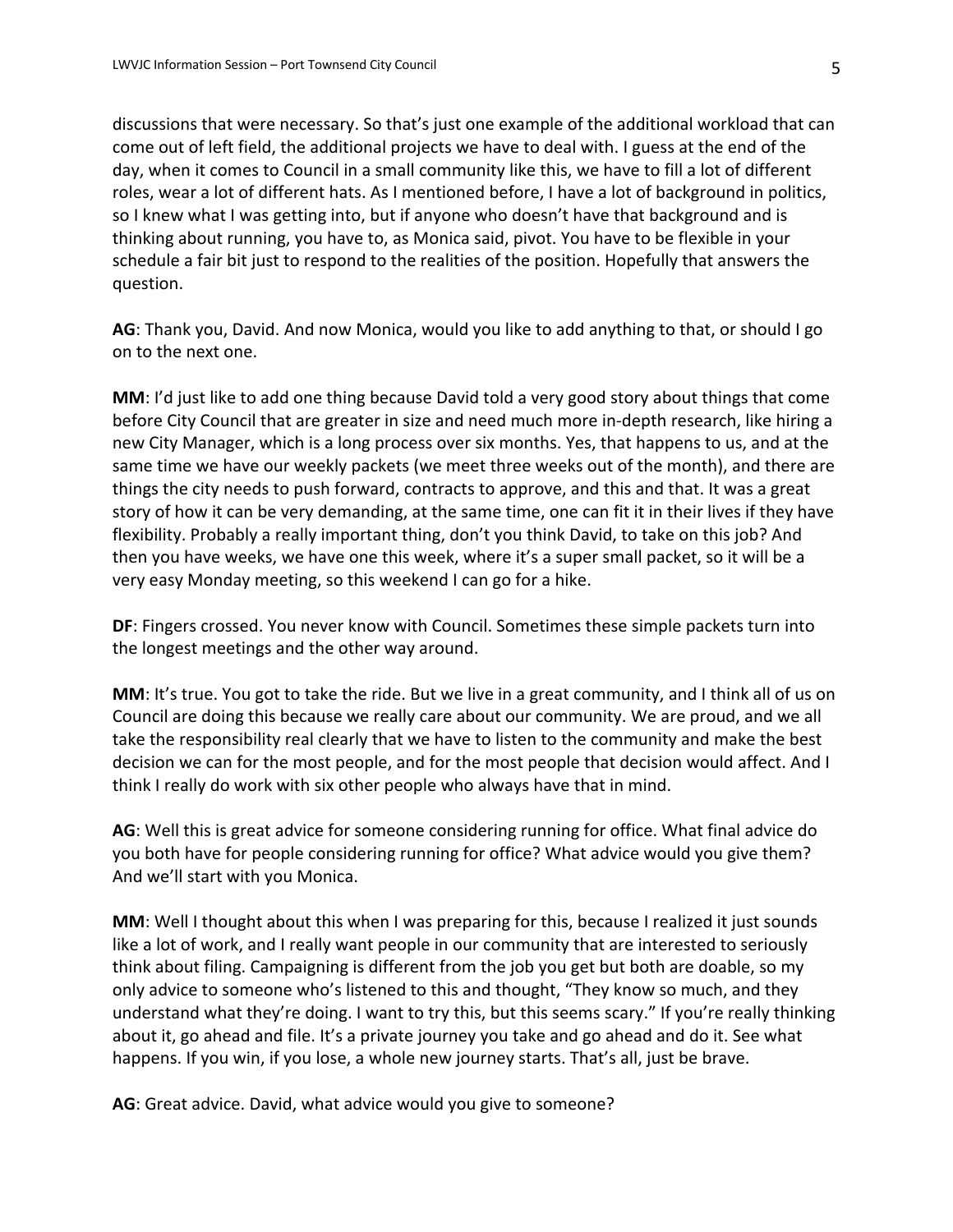discussions that were necessary. So that's just one example of the additional workload that can come out of left field, the additional projects we have to deal with. I guess at the end of the day, when it comes to Council in a small community like this, we have to fill a lot of different roles, wear a lot of different hats. As I mentioned before, I have a lot of background in politics, so I knew what I was getting into, but if anyone who doesn't have that background and is thinking about running, you have to, as Monica said, pivot. You have to be flexible in your schedule a fair bit just to respond to the realities of the position. Hopefully that answers the question.

**AG**: Thank you, David. And now Monica, would you like to add anything to that, or should I go on to the next one.

**MM**: I'd just like to add one thing because David told a very good story about things that come before City Council that are greater in size and need much more in-depth research, like hiring a new City Manager, which is a long process over six months. Yes, that happens to us, and at the same time we have our weekly packets (we meet three weeks out of the month), and there are things the city needs to push forward, contracts to approve, and this and that. It was a great story of how it can be very demanding, at the same time, one can fit it in their lives if they have flexibility. Probably a really important thing, don't you think David, to take on this job? And then you have weeks, we have one this week, where it's a super small packet, so it will be a very easy Monday meeting, so this weekend I can go for a hike.

**DF**: Fingers crossed. You never know with Council. Sometimes these simple packets turn into the longest meetings and the other way around.

**MM**: It's true. You got to take the ride. But we live in a great community, and I think all of us on Council are doing this because we really care about our community. We are proud, and we all take the responsibility real clearly that we have to listen to the community and make the best decision we can for the most people, and for the most people that decision would affect. And I think I really do work with six other people who always have that in mind.

**AG**: Well this is great advice for someone considering running for office. What final advice do you both have for people considering running for office? What advice would you give them? And we'll start with you Monica.

**MM**: Well I thought about this when I was preparing for this, because I realized it just sounds like a lot of work, and I really want people in our community that are interested to seriously think about filing. Campaigning is different from the job you get but both are doable, so my only advice to someone who's listened to this and thought, "They know so much, and they understand what they're doing. I want to try this, but this seems scary." If you're really thinking about it, go ahead and file. It's a private journey you take and go ahead and do it. See what happens. If you win, if you lose, a whole new journey starts. That's all, just be brave.

**AG**: Great advice. David, what advice would you give to someone?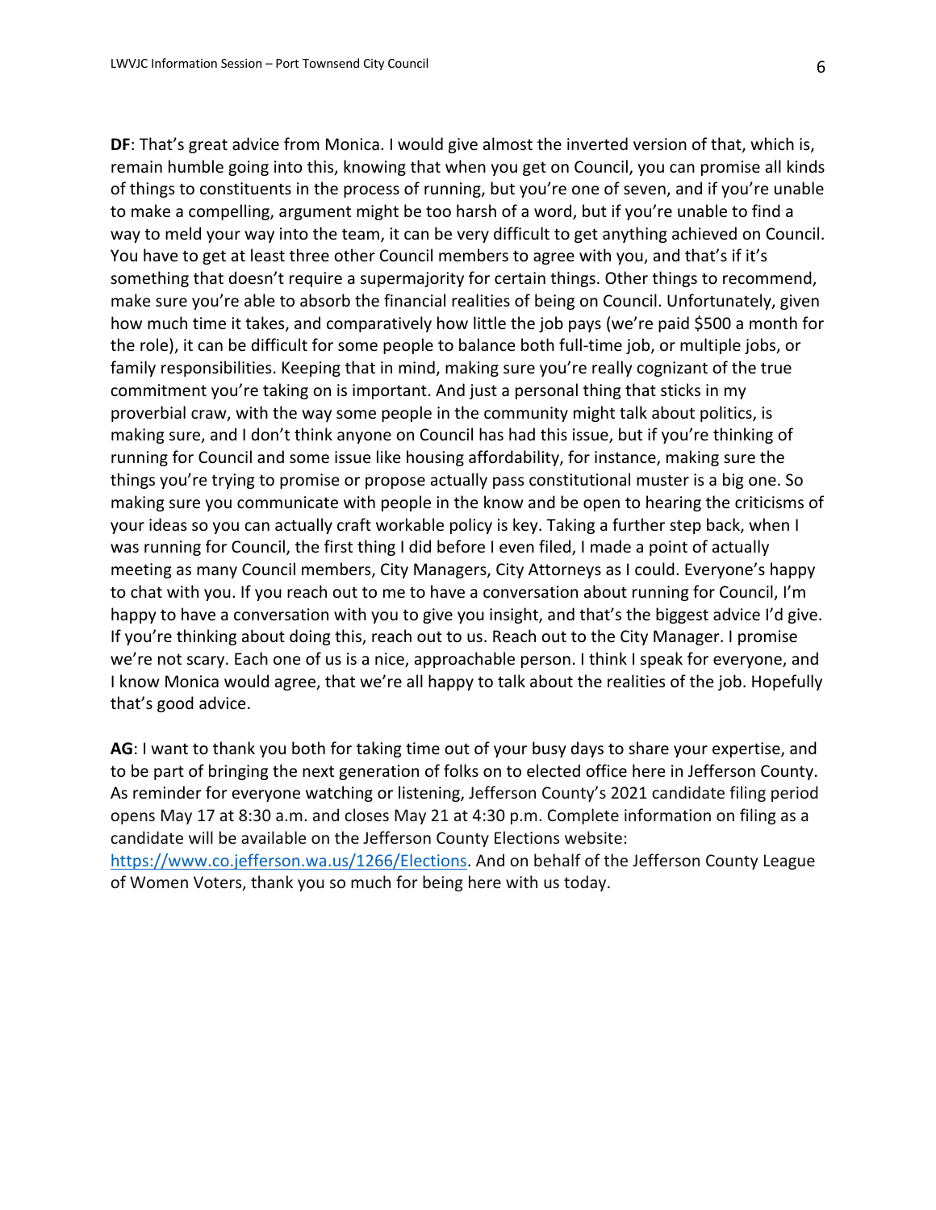**DF**: That's great advice from Monica. I would give almost the inverted version of that, which is, remain humble going into this, knowing that when you get on Council, you can promise all kinds of things to constituents in the process of running, but you're one of seven, and if you're unable to make a compelling, argument might be too harsh of a word, but if you're unable to find a way to meld your way into the team, it can be very difficult to get anything achieved on Council. You have to get at least three other Council members to agree with you, and that's if it's something that doesn't require a supermajority for certain things. Other things to recommend, make sure you're able to absorb the financial realities of being on Council. Unfortunately, given how much time it takes, and comparatively how little the job pays (we're paid $500 a month for the role), it can be difficult for some people to balance both full-time job, or multiple jobs, or family responsibilities. Keeping that in mind, making sure you're really cognizant of the true commitment you're taking on is important. And just a personal thing that sticks in my proverbial craw, with the way some people in the community might talk about politics, is making sure, and I don't think anyone on Council has had this issue, but if you're thinking of running for Council and some issue like housing affordability, for instance, making sure the things you're trying to promise or propose actually pass constitutional muster is a big one. So making sure you communicate with people in the know and be open to hearing the criticisms of your ideas so you can actually craft workable policy is key. Taking a further step back, when I was running for Council, the first thing I did before I even filed, I made a point of actually meeting as many Council members, City Managers, City Attorneys as I could. Everyone's happy to chat with you. If you reach out to me to have a conversation about running for Council, I'm happy to have a conversation with you to give you insight, and that's the biggest advice I'd give. If you're thinking about doing this, reach out to us. Reach out to the City Manager. I promise we're not scary. Each one of us is a nice, approachable person. I think I speak for everyone, and I know Monica would agree, that we're all happy to talk about the realities of the job. Hopefully that's good advice.

**AG**: I want to thank you both for taking time out of your busy days to share your expertise, and to be part of bringing the next generation of folks on to elected office here in Jefferson County. As reminder for everyone watching or listening, Jefferson County's 2021 candidate filing period opens May 17 at 8:30 a.m. and closes May 21 at 4:30 p.m. Complete information on filing as a candidate will be available on the Jefferson County Elections website: https://www.co.jefferson.wa.us/1266/Elections. And on behalf of the Jefferson County League of Women Voters, thank you so much for being here with us today.